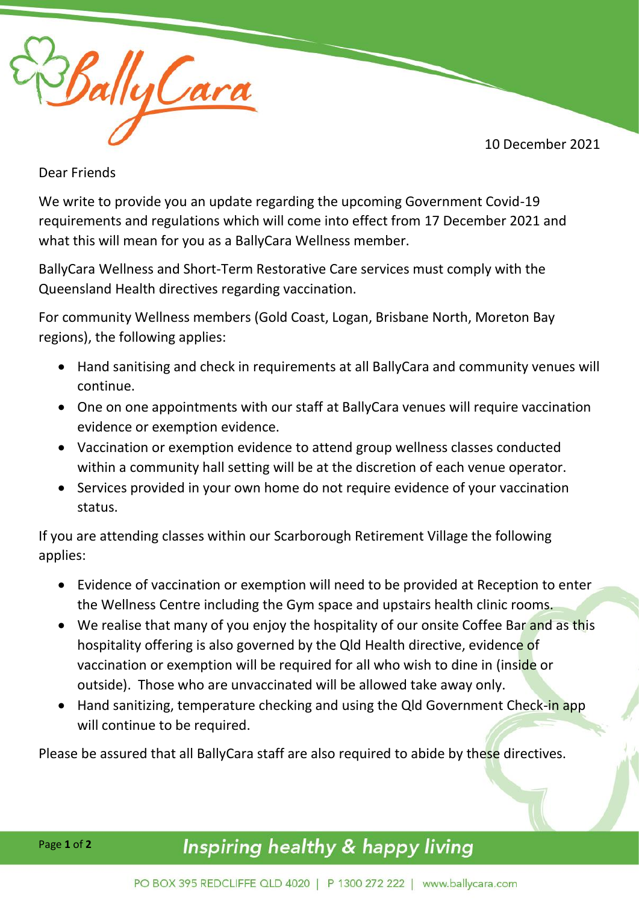10 December 2021

Dear Friends

We write to provide you an update regarding the upcoming Government Covid-19 requirements and regulations which will come into effect from 17 December 2021 and what this will mean for you as a BallyCara Wellness member.

BallyCara Wellness and Short-Term Restorative Care services must comply with the Queensland Health directives regarding vaccination.

For community Wellness members (Gold Coast, Logan, Brisbane North, Moreton Bay regions), the following applies:

- Hand sanitising and check in requirements at all BallyCara and community venues will continue.
- One on one appointments with our staff at BallyCara venues will require vaccination evidence or exemption evidence.
- Vaccination or exemption evidence to attend group wellness classes conducted within a community hall setting will be at the discretion of each venue operator.
- Services provided in your own home do not require evidence of your vaccination status.

If you are attending classes within our Scarborough Retirement Village the following applies:

- Evidence of vaccination or exemption will need to be provided at Reception to enter the Wellness Centre including the Gym space and upstairs health clinic rooms.
- We realise that many of you enjoy the hospitality of our onsite Coffee Bar and as this hospitality offering is also governed by the Qld Health directive, evidence of vaccination or exemption will be required for all who wish to dine in (inside or outside). Those who are unvaccinated will be allowed take away only.
- Hand sanitizing, temperature checking and using the Qld Government Check-in app will continue to be required.

Please be assured that all BallyCara staff are also required to abide by these directives.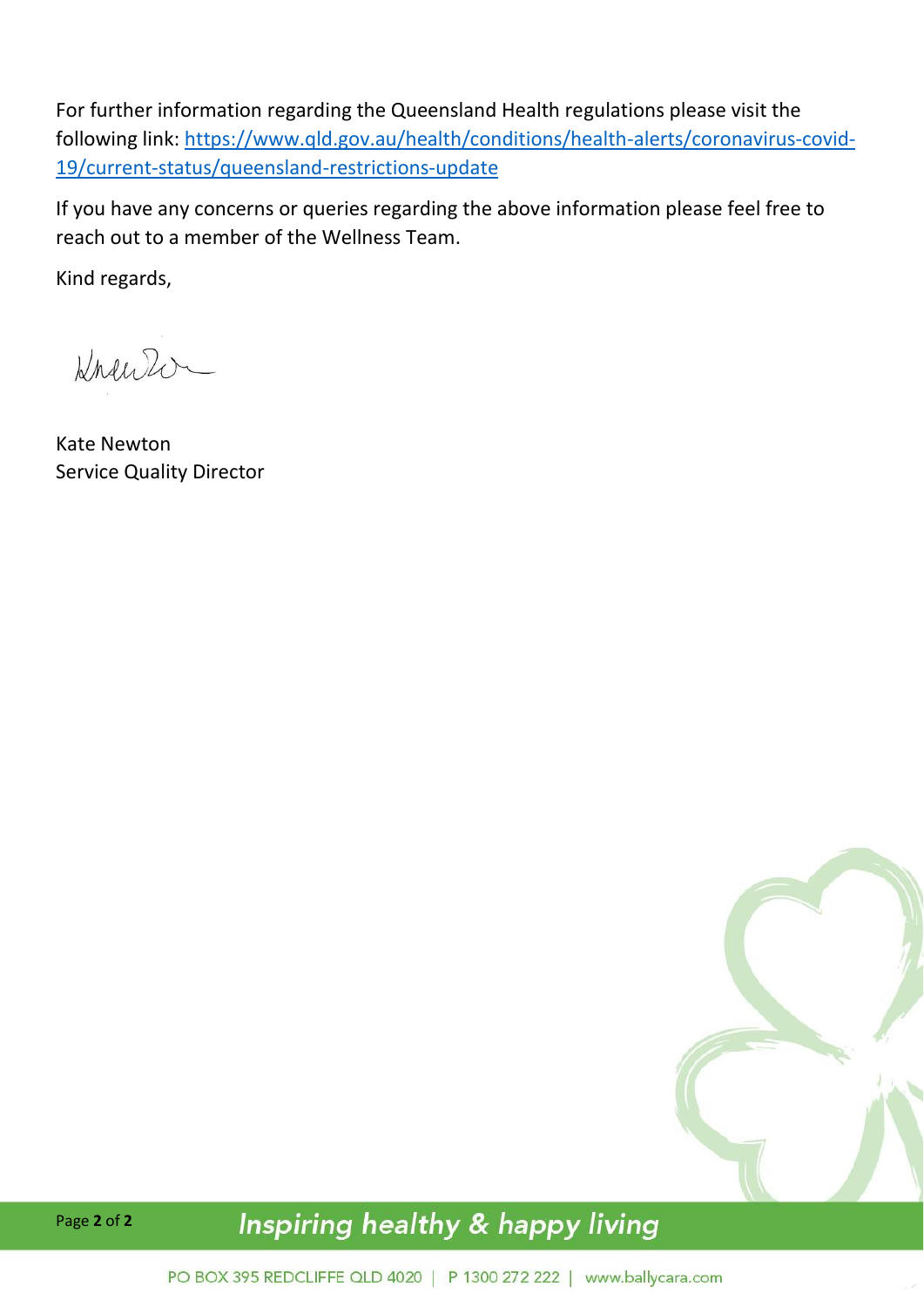For further information regarding the Queensland Health regulations please visit the following link: https://www.qld.gov.au/health/conditions/health-alerts/coronavirus-covid-19/current-status/queensland-restrictions-update

If you have any concerns or queries regarding the above information please feel free to reach out to a member of the Wellness Team.

Kind regards,

Kate Newton
Service Quality Director

*Inspiring healthy & happy living*

PO BOX 395 REDCLIFFE QLD 4020 | P 1300 272 222 | www.ballycara.com